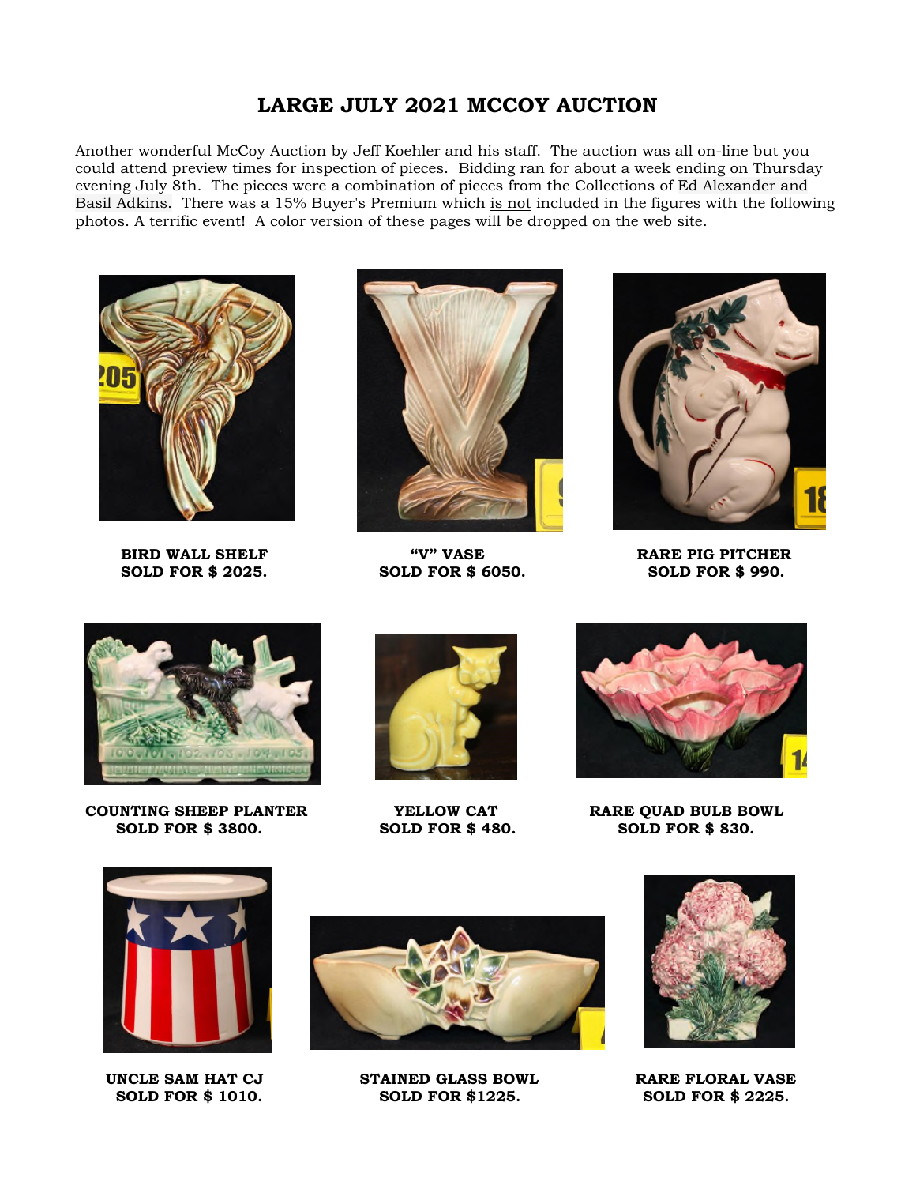# LARGE JULY 2021 MCCOY AUCTION

Another wonderful McCoy Auction by Jeff Koehler and his staff. The auction was all on-line but you could attend preview times for inspection of pieces. Bidding ran for about a week ending on Thursday evening July 8th. The pieces were a combination of pieces from the Collections of Ed Alexander and Basil Adkins. There was a 15% Buyer's Premium which is not included in the figures with the following photos. A terrific event! A color version of these pages will be dropped on the web site.

**BIRD WALL SHELF**
**SOLD FOR $ 2025.**

**"V" VASE**
**SOLD FOR $ 6050.**

**RARE PIG PITCHER**
**SOLD FOR $ 990.**

**COUNTING SHEEP PLANTER**
**SOLD FOR $ 3800.**

**YELLOW CAT**
**SOLD FOR $ 480.**

**RARE QUAD BULB BOWL**
**SOLD FOR $ 830.**

**UNCLE SAM HAT CJ**
**SOLD FOR $ 1010.**

**STAINED GLASS BOWL**
**SOLD FOR $1225.**

**RARE FLORAL VASE**
**SOLD FOR $ 2225.**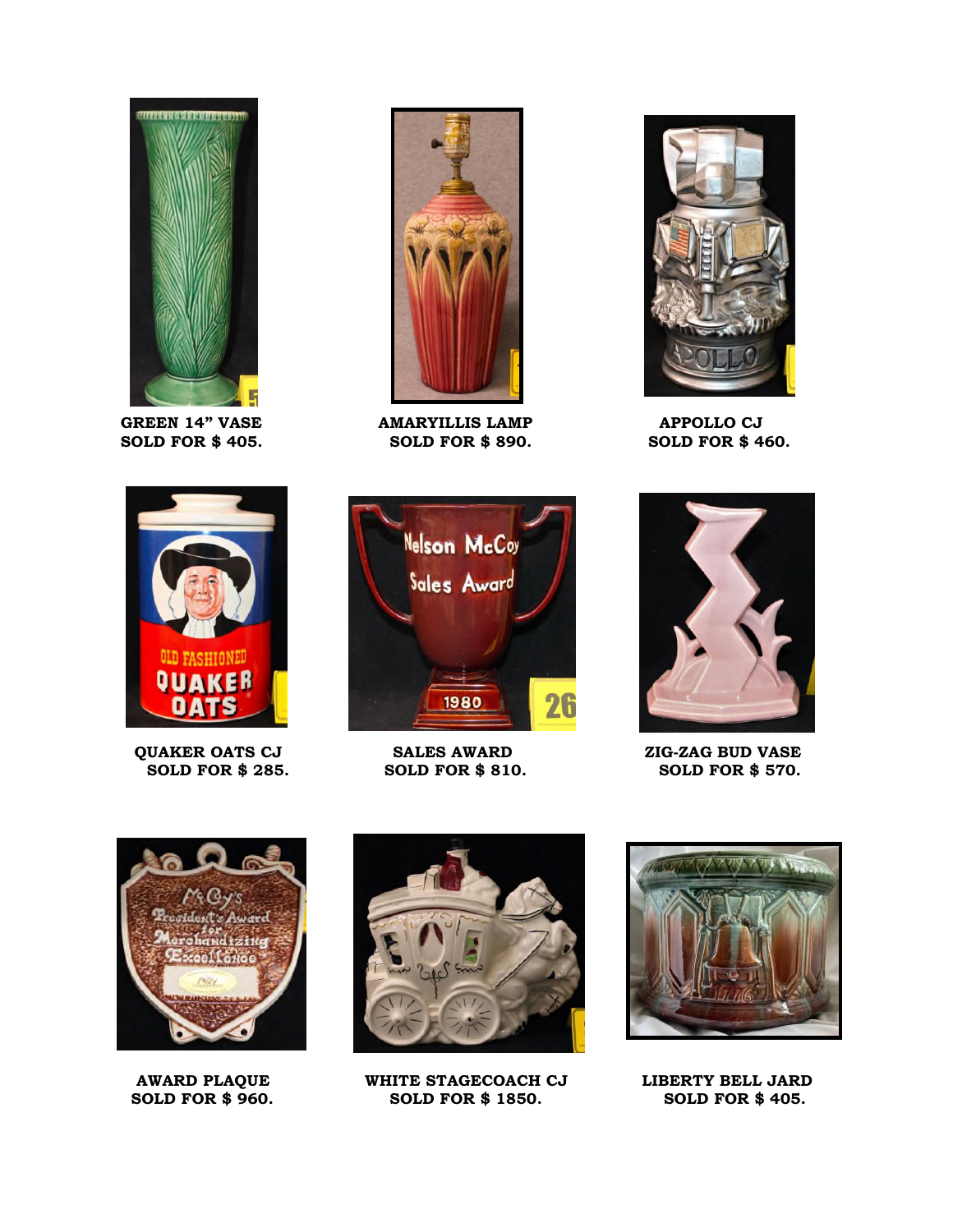**GREEN 14" VASE**
**SOLD FOR $ 405.**

**AMARYILLIS LAMP**
**SOLD FOR $ 890.**

**APPOLLO CJ**
**SOLD FOR $ 460.**

**QUAKER OATS CJ**
**SOLD FOR $ 285.**

**SALES AWARD**
**SOLD FOR $ 810.**

**ZIG-ZAG BUD VASE**
**SOLD FOR $ 570.**

**AWARD PLAQUE**
**SOLD FOR $ 960.**

**WHITE STAGECOACH CJ**
**SOLD FOR $ 1850.**

**LIBERTY BELL JARD**
**SOLD FOR $ 405.**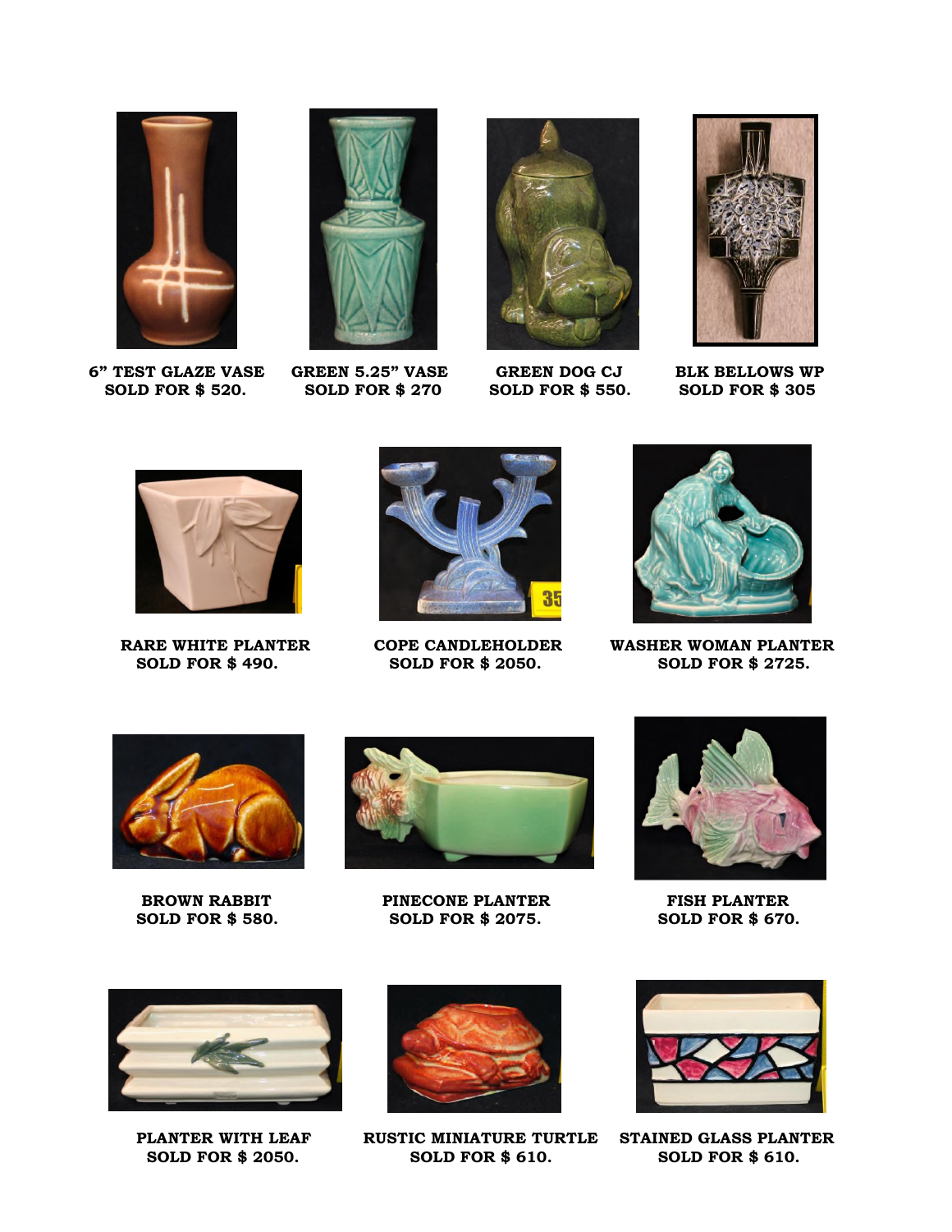**6" TEST GLAZE VASE**
**SOLD FOR $ 520.**

**GREEN 5.25" VASE**
**SOLD FOR $ 270**

**GREEN DOG CJ**
**SOLD FOR $ 550.**

**BLK BELLOWS WP**
**SOLD FOR $ 305**

**RARE WHITE PLANTER**
**SOLD FOR $ 490.**

**COPE CANDLEHOLDER**
**SOLD FOR $ 2050.**

**WASHER WOMAN PLANTER**
**SOLD FOR $ 2725.**

**BROWN RABBIT**
**SOLD FOR $ 580.**

**PINECONE PLANTER**
**SOLD FOR $ 2075.**

**FISH PLANTER**
**SOLD FOR $ 670.**

**PLANTER WITH LEAF**
**SOLD FOR $ 2050.**

**RUSTIC MINIATURE TURTLE**
**SOLD FOR $ 610.**

**STAINED GLASS PLANTER**
**SOLD FOR $ 610.**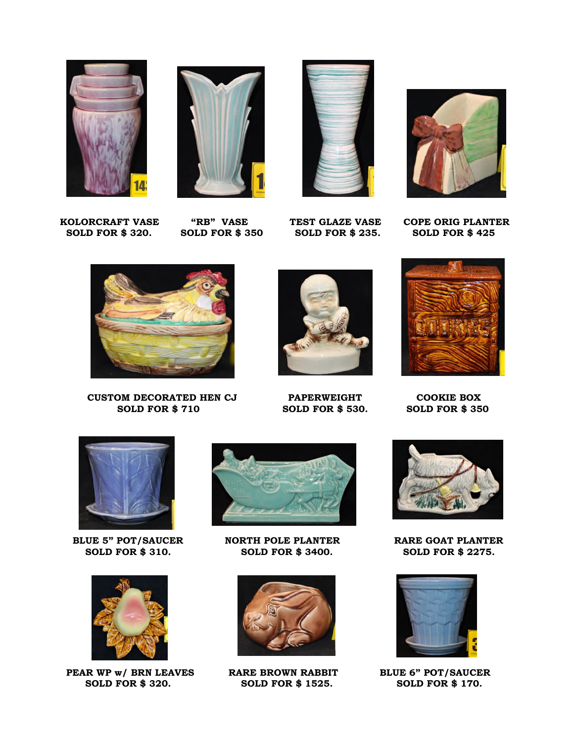KOLORCRAFT VASE
SOLD FOR $ 320.

"RB" VASE
SOLD FOR $ 350

TEST GLAZE VASE
SOLD FOR $ 235.

COPE ORIG PLANTER
SOLD FOR $ 425

CUSTOM DECORATED HEN CJ
SOLD FOR $ 710

PAPERWEIGHT
SOLD FOR $ 530.

COOKIE BOX
SOLD FOR $ 350

BLUE 5" POT/SAUCER
SOLD FOR $ 310.

NORTH POLE PLANTER
SOLD FOR $ 3400.

RARE GOAT PLANTER
SOLD FOR $ 2275.

PEAR WP w/ BRN LEAVES
SOLD FOR $ 320.

RARE BROWN RABBIT
SOLD FOR $ 1525.

BLUE 6" POT/SAUCER
SOLD FOR $ 170.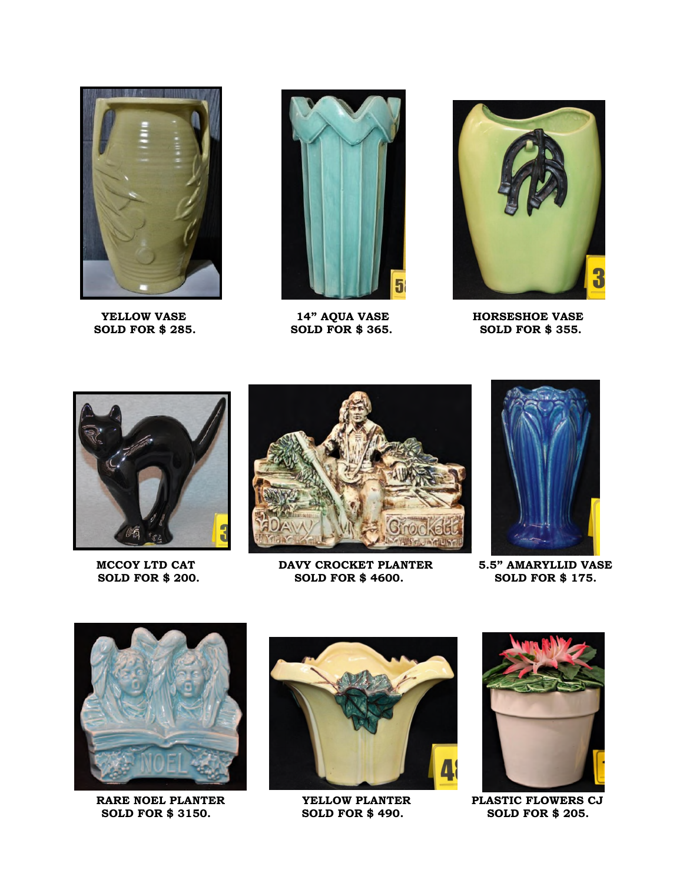YELLOW VASE
SOLD FOR $ 285.

14" AQUA VASE
SOLD FOR $ 365.

HORSESHOE VASE
SOLD FOR $ 355.

MCCOY LTD CAT
SOLD FOR $ 200.

DAVY CROCKET PLANTER
SOLD FOR $ 4600.

5.5" AMARYLLID VASE
SOLD FOR $ 175.

RARE NOEL PLANTER
SOLD FOR $ 3150.

YELLOW PLANTER
SOLD FOR $ 490.

PLASTIC FLOWERS CJ
SOLD FOR $ 205.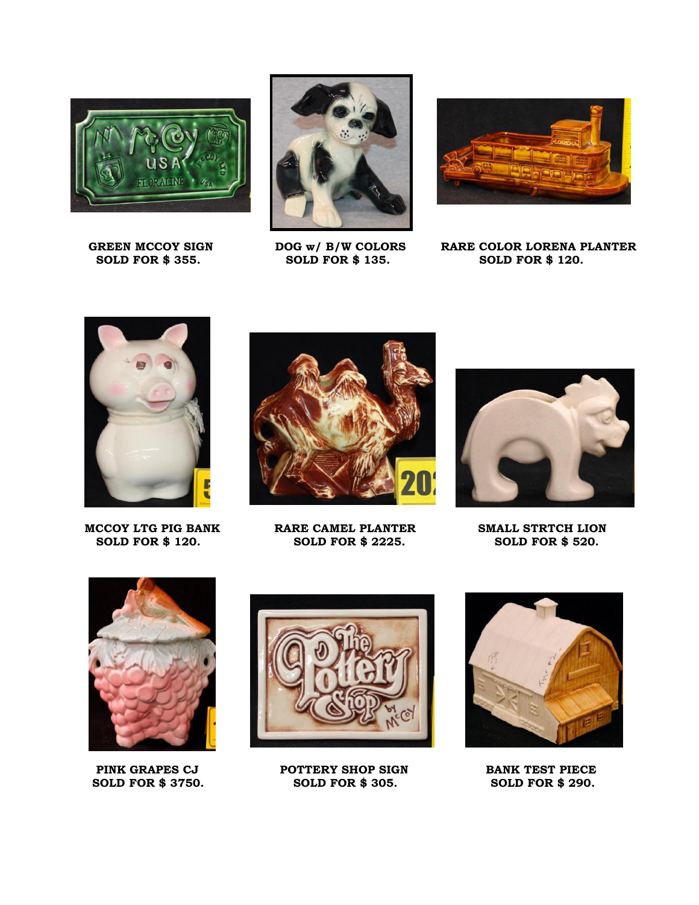GREEN MCCOY SIGN
SOLD FOR $ 355.

DOG w/ B/W COLORS
SOLD FOR $ 135.

RARE COLOR LORENA PLANTER
SOLD FOR $ 120.

MCCOY LTG PIG BANK
SOLD FOR $ 120.

RARE CAMEL PLANTER
SOLD FOR $ 2225.

SMALL STRTCH LION
SOLD FOR $ 520.

PINK GRAPES CJ
SOLD FOR $ 3750.

POTTERY SHOP SIGN
SOLD FOR $ 305.

BANK TEST PIECE
SOLD FOR $ 290.